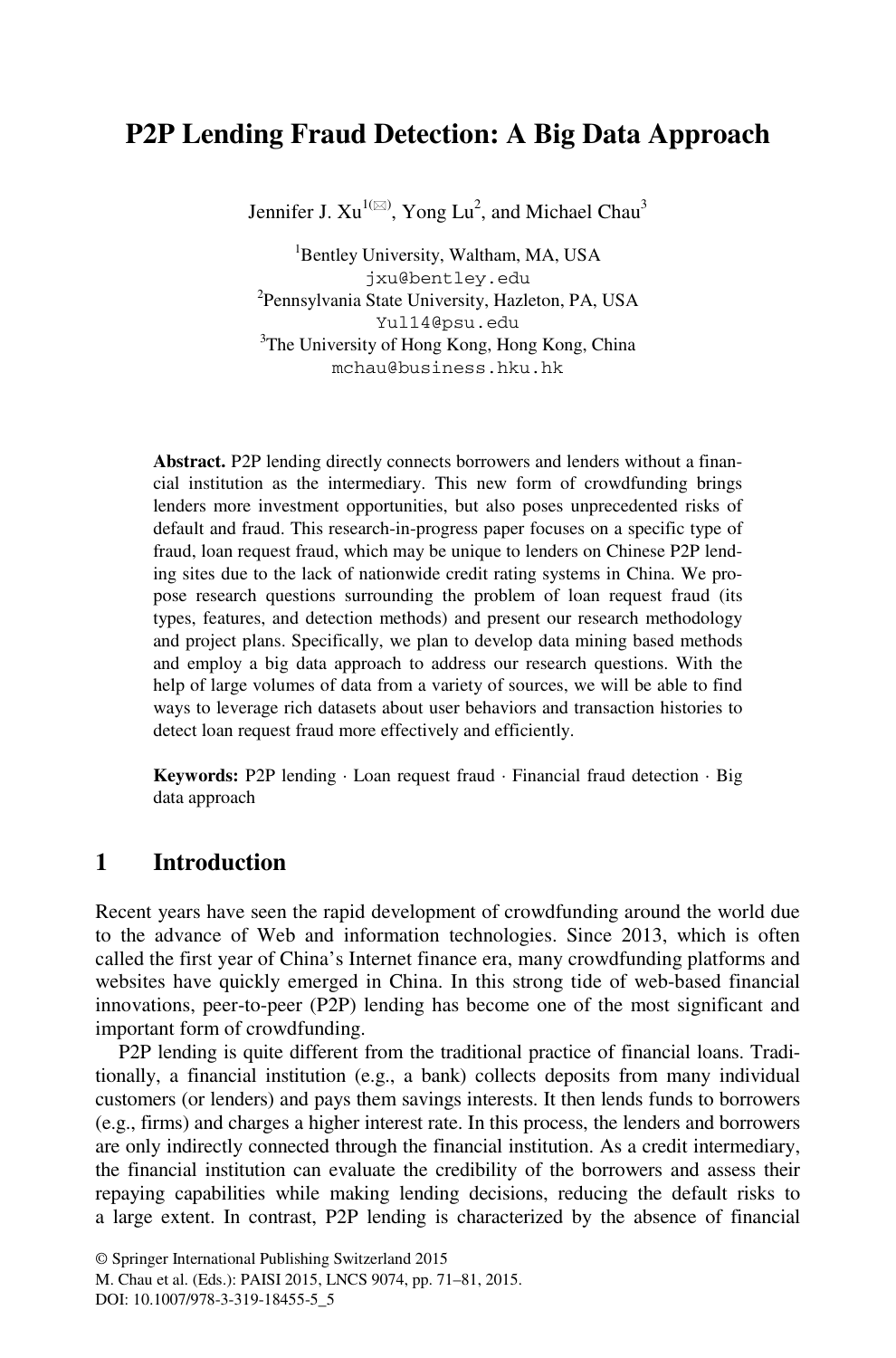# P2P Lending Fraud Detection: A Big Data Approach

Jennifer J. Xu[1(✉)], Yong Lu[2], and Michael Chau[3]

[1]Bentley University, Waltham, MA, USA
jxu@bentley.edu
[2]Pennsylvania State University, Hazleton, PA, USA
Yul14@psu.edu
[3]The University of Hong Kong, Hong Kong, China
mchau@business.hku.hk

**Abstract.** P2P lending directly connects borrowers and lenders without a financial institution as the intermediary. This new form of crowdfunding brings lenders more investment opportunities, but also poses unprecedented risks of default and fraud. This research-in-progress paper focuses on a specific type of fraud, loan request fraud, which may be unique to lenders on Chinese P2P lending sites due to the lack of nationwide credit rating systems in China. We propose research questions surrounding the problem of loan request fraud (its types, features, and detection methods) and present our research methodology and project plans. Specifically, we plan to develop data mining based methods and employ a big data approach to address our research questions. With the help of large volumes of data from a variety of sources, we will be able to find ways to leverage rich datasets about user behaviors and transaction histories to detect loan request fraud more effectively and efficiently.

**Keywords:** P2P lending · Loan request fraud · Financial fraud detection · Big data approach

## 1 Introduction

Recent years have seen the rapid development of crowdfunding around the world due to the advance of Web and information technologies. Since 2013, which is often called the first year of China's Internet finance era, many crowdfunding platforms and websites have quickly emerged in China. In this strong tide of web-based financial innovations, peer-to-peer (P2P) lending has become one of the most significant and important form of crowdfunding.

P2P lending is quite different from the traditional practice of financial loans. Traditionally, a financial institution (e.g., a bank) collects deposits from many individual customers (or lenders) and pays them savings interests. It then lends funds to borrowers (e.g., firms) and charges a higher interest rate. In this process, the lenders and borrowers are only indirectly connected through the financial institution. As a credit intermediary, the financial institution can evaluate the credibility of the borrowers and assess their repaying capabilities while making lending decisions, reducing the default risks to a large extent. In contrast, P2P lending is characterized by the absence of financial

© Springer International Publishing Switzerland 2015
M. Chau et al. (Eds.): PAISI 2015, LNCS 9074, pp. 71–81, 2015.
DOI: 10.1007/978-3-319-18455-5_5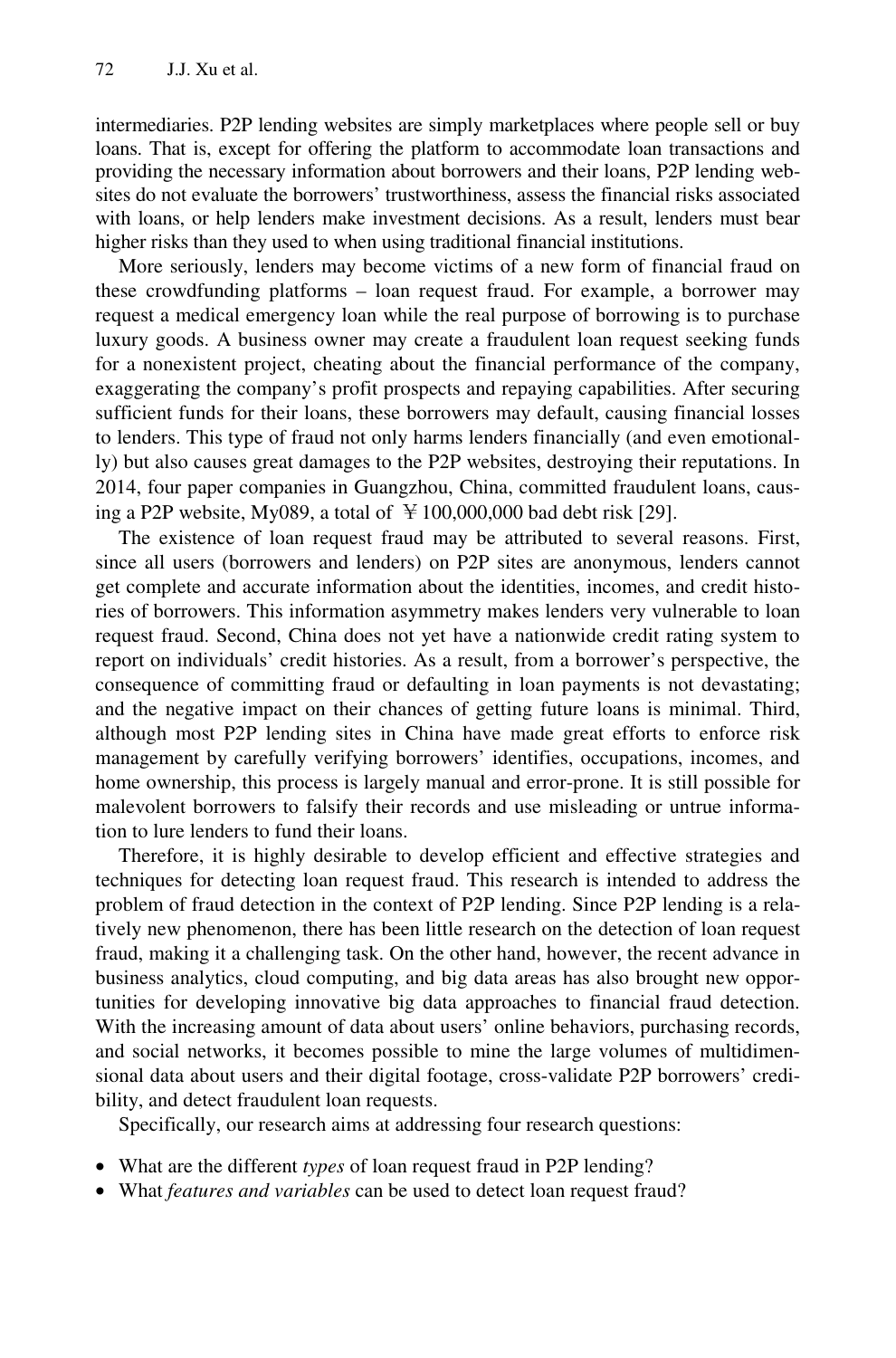intermediaries. P2P lending websites are simply marketplaces where people sell or buy loans. That is, except for offering the platform to accommodate loan transactions and providing the necessary information about borrowers and their loans, P2P lending websites do not evaluate the borrowers' trustworthiness, assess the financial risks associated with loans, or help lenders make investment decisions. As a result, lenders must bear higher risks than they used to when using traditional financial institutions.

More seriously, lenders may become victims of a new form of financial fraud on these crowdfunding platforms – loan request fraud. For example, a borrower may request a medical emergency loan while the real purpose of borrowing is to purchase luxury goods. A business owner may create a fraudulent loan request seeking funds for a nonexistent project, cheating about the financial performance of the company, exaggerating the company's profit prospects and repaying capabilities. After securing sufficient funds for their loans, these borrowers may default, causing financial losses to lenders. This type of fraud not only harms lenders financially (and even emotionally) but also causes great damages to the P2P websites, destroying their reputations. In 2014, four paper companies in Guangzhou, China, committed fraudulent loans, causing a P2P website, My089, a total of ￥100,000,000 bad debt risk [29].

The existence of loan request fraud may be attributed to several reasons. First, since all users (borrowers and lenders) on P2P sites are anonymous, lenders cannot get complete and accurate information about the identities, incomes, and credit histories of borrowers. This information asymmetry makes lenders very vulnerable to loan request fraud. Second, China does not yet have a nationwide credit rating system to report on individuals' credit histories. As a result, from a borrower's perspective, the consequence of committing fraud or defaulting in loan payments is not devastating; and the negative impact on their chances of getting future loans is minimal. Third, although most P2P lending sites in China have made great efforts to enforce risk management by carefully verifying borrowers' identifies, occupations, incomes, and home ownership, this process is largely manual and error-prone. It is still possible for malevolent borrowers to falsify their records and use misleading or untrue information to lure lenders to fund their loans.

Therefore, it is highly desirable to develop efficient and effective strategies and techniques for detecting loan request fraud. This research is intended to address the problem of fraud detection in the context of P2P lending. Since P2P lending is a relatively new phenomenon, there has been little research on the detection of loan request fraud, making it a challenging task. On the other hand, however, the recent advance in business analytics, cloud computing, and big data areas has also brought new opportunities for developing innovative big data approaches to financial fraud detection. With the increasing amount of data about users' online behaviors, purchasing records, and social networks, it becomes possible to mine the large volumes of multidimensional data about users and their digital footage, cross-validate P2P borrowers' credibility, and detect fraudulent loan requests.

Specifically, our research aims at addressing four research questions:

- What are the different *types* of loan request fraud in P2P lending?
- What *features and variables* can be used to detect loan request fraud?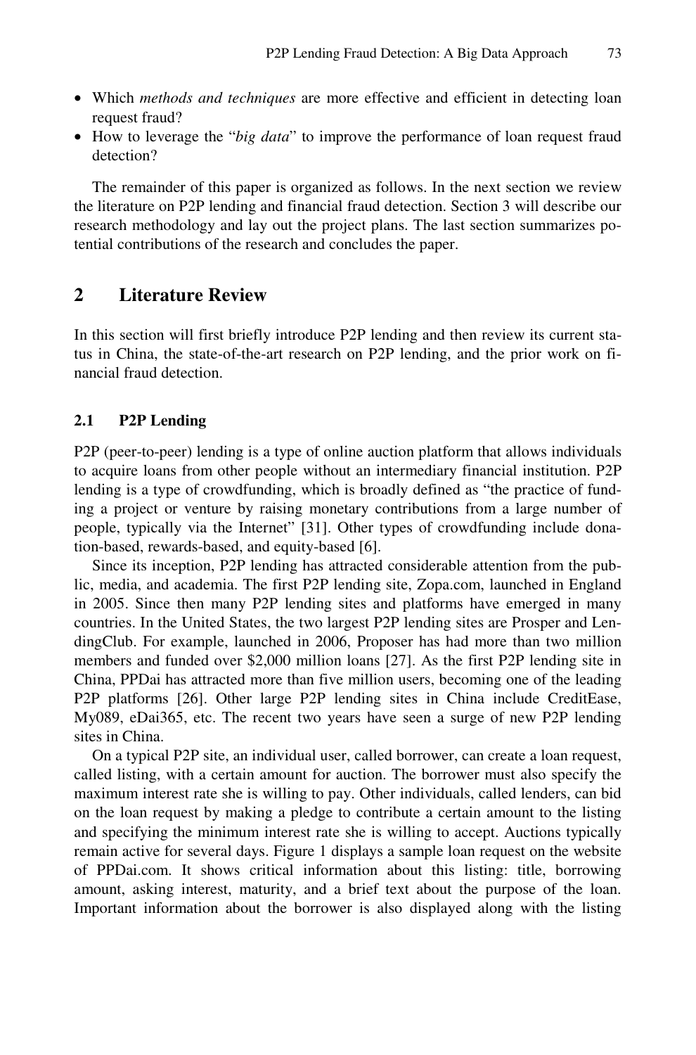- Which *methods and techniques* are more effective and efficient in detecting loan request fraud?
- How to leverage the "*big data*" to improve the performance of loan request fraud detection?

The remainder of this paper is organized as follows. In the next section we review the literature on P2P lending and financial fraud detection. Section 3 will describe our research methodology and lay out the project plans. The last section summarizes potential contributions of the research and concludes the paper.

## 2 Literature Review

In this section will first briefly introduce P2P lending and then review its current status in China, the state-of-the-art research on P2P lending, and the prior work on financial fraud detection.

### 2.1 P2P Lending

P2P (peer-to-peer) lending is a type of online auction platform that allows individuals to acquire loans from other people without an intermediary financial institution. P2P lending is a type of crowdfunding, which is broadly defined as "the practice of funding a project or venture by raising monetary contributions from a large number of people, typically via the Internet" [31]. Other types of crowdfunding include donation-based, rewards-based, and equity-based [6].

Since its inception, P2P lending has attracted considerable attention from the public, media, and academia. The first P2P lending site, Zopa.com, launched in England in 2005. Since then many P2P lending sites and platforms have emerged in many countries. In the United States, the two largest P2P lending sites are Prosper and LendingClub. For example, launched in 2006, Proposer has had more than two million members and funded over $2,000 million loans [27]. As the first P2P lending site in China, PPDai has attracted more than five million users, becoming one of the leading P2P platforms [26]. Other large P2P lending sites in China include CreditEase, My089, eDai365, etc. The recent two years have seen a surge of new P2P lending sites in China.

On a typical P2P site, an individual user, called borrower, can create a loan request, called listing, with a certain amount for auction. The borrower must also specify the maximum interest rate she is willing to pay. Other individuals, called lenders, can bid on the loan request by making a pledge to contribute a certain amount to the listing and specifying the minimum interest rate she is willing to accept. Auctions typically remain active for several days. Figure 1 displays a sample loan request on the website of PPDai.com. It shows critical information about this listing: title, borrowing amount, asking interest, maturity, and a brief text about the purpose of the loan. Important information about the borrower is also displayed along with the listing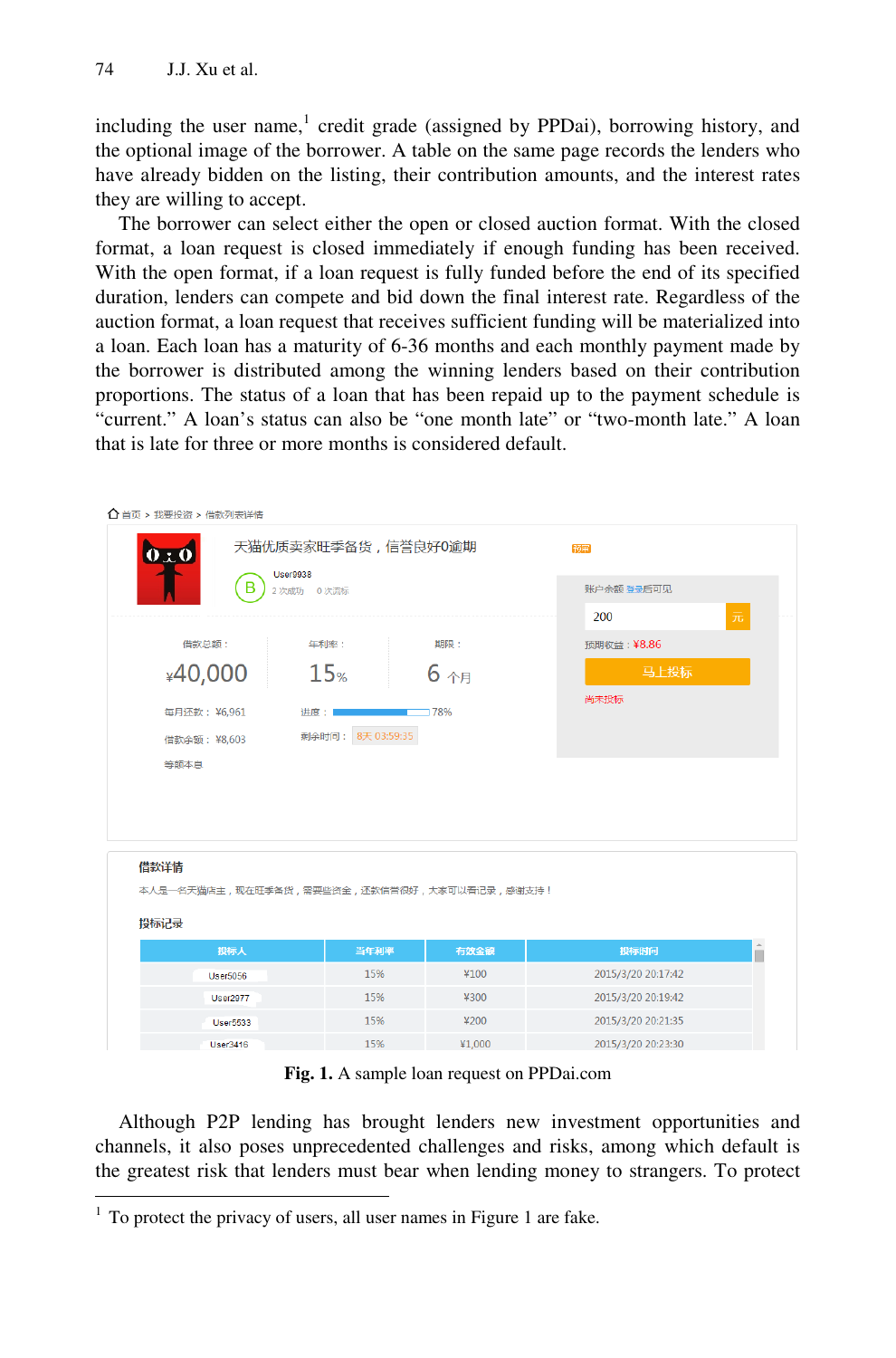including the user name,[1] credit grade (assigned by PPDai), borrowing history, and the optional image of the borrower. A table on the same page records the lenders who have already bidden on the listing, their contribution amounts, and the interest rates they are willing to accept.

The borrower can select either the open or closed auction format. With the closed format, a loan request is closed immediately if enough funding has been received. With the open format, if a loan request is fully funded before the end of its specified duration, lenders can compete and bid down the final interest rate. Regardless of the auction format, a loan request that receives sufficient funding will be materialized into a loan. Each loan has a maturity of 6-36 months and each monthly payment made by the borrower is distributed among the winning lenders based on their contribution proportions. The status of a loan that has been repaid up to the payment schedule is "current." A loan's status can also be "one month late" or "two-month late." A loan that is late for three or more months is considered default.

**Fig. 1.** A sample loan request on PPDai.com

Although P2P lending has brought lenders new investment opportunities and channels, it also poses unprecedented challenges and risks, among which default is the greatest risk that lenders must bear when lending money to strangers. To protect

[1] To protect the privacy of users, all user names in Figure 1 are fake.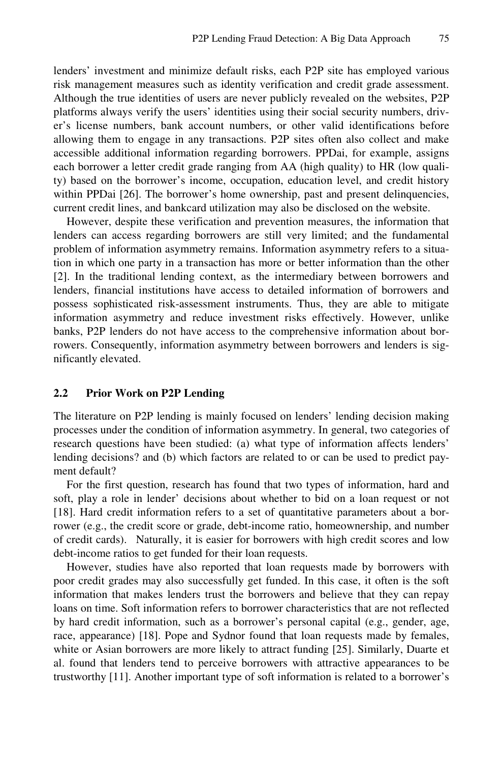lenders' investment and minimize default risks, each P2P site has employed various risk management measures such as identity verification and credit grade assessment. Although the true identities of users are never publicly revealed on the websites, P2P platforms always verify the users' identities using their social security numbers, driver's license numbers, bank account numbers, or other valid identifications before allowing them to engage in any transactions. P2P sites often also collect and make accessible additional information regarding borrowers. PPDai, for example, assigns each borrower a letter credit grade ranging from AA (high quality) to HR (low quality) based on the borrower's income, occupation, education level, and credit history within PPDai [26]. The borrower's home ownership, past and present delinquencies, current credit lines, and bankcard utilization may also be disclosed on the website.

However, despite these verification and prevention measures, the information that lenders can access regarding borrowers are still very limited; and the fundamental problem of information asymmetry remains. Information asymmetry refers to a situation in which one party in a transaction has more or better information than the other [2]. In the traditional lending context, as the intermediary between borrowers and lenders, financial institutions have access to detailed information of borrowers and possess sophisticated risk-assessment instruments. Thus, they are able to mitigate information asymmetry and reduce investment risks effectively. However, unlike banks, P2P lenders do not have access to the comprehensive information about borrowers. Consequently, information asymmetry between borrowers and lenders is significantly elevated.

### 2.2 Prior Work on P2P Lending

The literature on P2P lending is mainly focused on lenders' lending decision making processes under the condition of information asymmetry. In general, two categories of research questions have been studied: (a) what type of information affects lenders' lending decisions? and (b) which factors are related to or can be used to predict payment default?

For the first question, research has found that two types of information, hard and soft, play a role in lender' decisions about whether to bid on a loan request or not [18]. Hard credit information refers to a set of quantitative parameters about a borrower (e.g., the credit score or grade, debt-income ratio, homeownership, and number of credit cards). Naturally, it is easier for borrowers with high credit scores and low debt-income ratios to get funded for their loan requests.

However, studies have also reported that loan requests made by borrowers with poor credit grades may also successfully get funded. In this case, it often is the soft information that makes lenders trust the borrowers and believe that they can repay loans on time. Soft information refers to borrower characteristics that are not reflected by hard credit information, such as a borrower's personal capital (e.g., gender, age, race, appearance) [18]. Pope and Sydnor found that loan requests made by females, white or Asian borrowers are more likely to attract funding [25]. Similarly, Duarte et al. found that lenders tend to perceive borrowers with attractive appearances to be trustworthy [11]. Another important type of soft information is related to a borrower's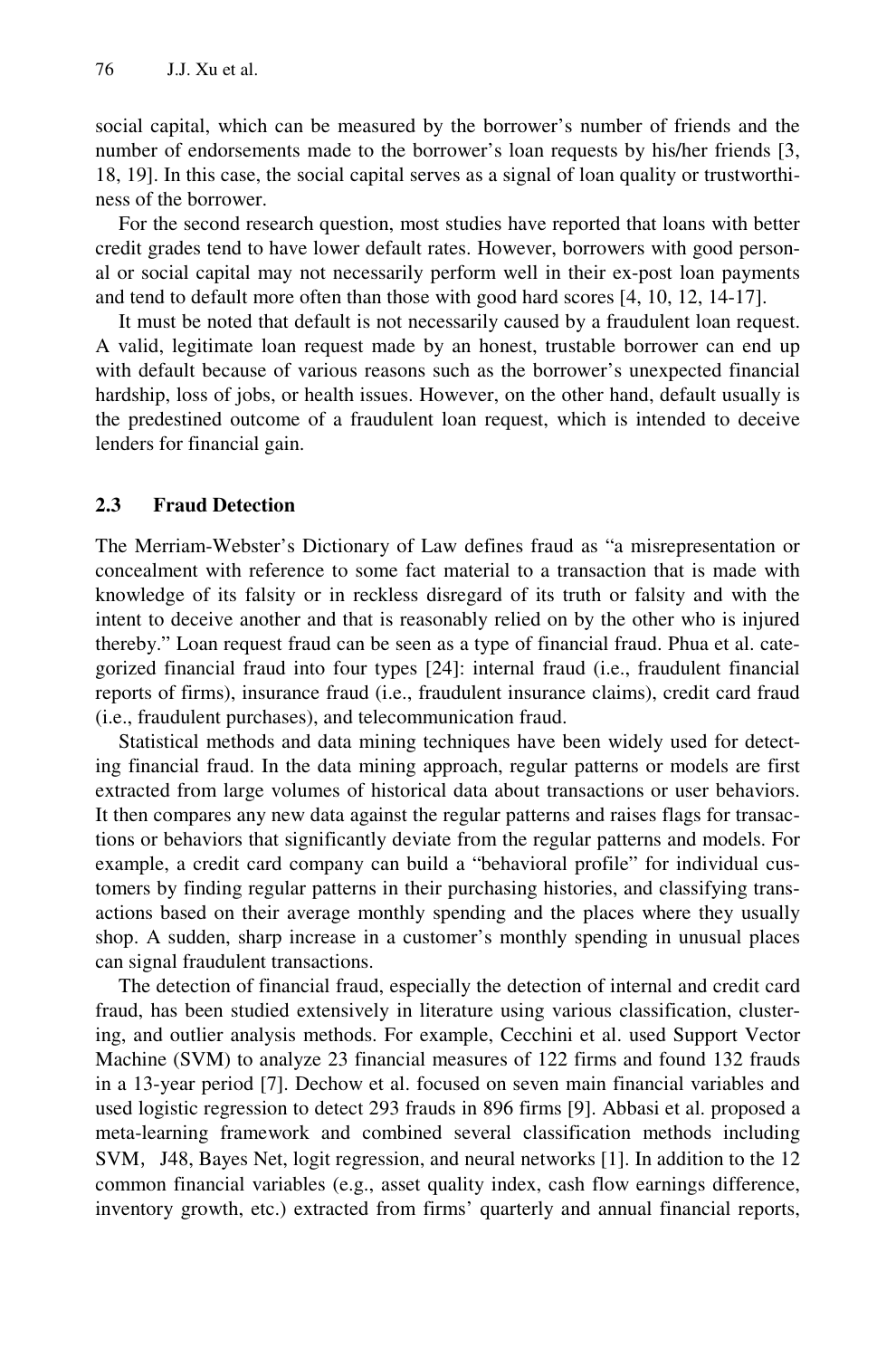social capital, which can be measured by the borrower's number of friends and the number of endorsements made to the borrower's loan requests by his/her friends [3, 18, 19]. In this case, the social capital serves as a signal of loan quality or trustworthiness of the borrower.

For the second research question, most studies have reported that loans with better credit grades tend to have lower default rates. However, borrowers with good personal or social capital may not necessarily perform well in their ex-post loan payments and tend to default more often than those with good hard scores [4, 10, 12, 14-17].

It must be noted that default is not necessarily caused by a fraudulent loan request. A valid, legitimate loan request made by an honest, trustable borrower can end up with default because of various reasons such as the borrower's unexpected financial hardship, loss of jobs, or health issues. However, on the other hand, default usually is the predestined outcome of a fraudulent loan request, which is intended to deceive lenders for financial gain.

### 2.3 Fraud Detection

The Merriam-Webster's Dictionary of Law defines fraud as "a misrepresentation or concealment with reference to some fact material to a transaction that is made with knowledge of its falsity or in reckless disregard of its truth or falsity and with the intent to deceive another and that is reasonably relied on by the other who is injured thereby." Loan request fraud can be seen as a type of financial fraud. Phua et al. categorized financial fraud into four types [24]: internal fraud (i.e., fraudulent financial reports of firms), insurance fraud (i.e., fraudulent insurance claims), credit card fraud (i.e., fraudulent purchases), and telecommunication fraud.

Statistical methods and data mining techniques have been widely used for detecting financial fraud. In the data mining approach, regular patterns or models are first extracted from large volumes of historical data about transactions or user behaviors. It then compares any new data against the regular patterns and raises flags for transactions or behaviors that significantly deviate from the regular patterns and models. For example, a credit card company can build a "behavioral profile" for individual customers by finding regular patterns in their purchasing histories, and classifying transactions based on their average monthly spending and the places where they usually shop. A sudden, sharp increase in a customer's monthly spending in unusual places can signal fraudulent transactions.

The detection of financial fraud, especially the detection of internal and credit card fraud, has been studied extensively in literature using various classification, clustering, and outlier analysis methods. For example, Cecchini et al. used Support Vector Machine (SVM) to analyze 23 financial measures of 122 firms and found 132 frauds in a 13-year period [7]. Dechow et al. focused on seven main financial variables and used logistic regression to detect 293 frauds in 896 firms [9]. Abbasi et al. proposed a meta-learning framework and combined several classification methods including SVM, J48, Bayes Net, logit regression, and neural networks [1]. In addition to the 12 common financial variables (e.g., asset quality index, cash flow earnings difference, inventory growth, etc.) extracted from firms' quarterly and annual financial reports,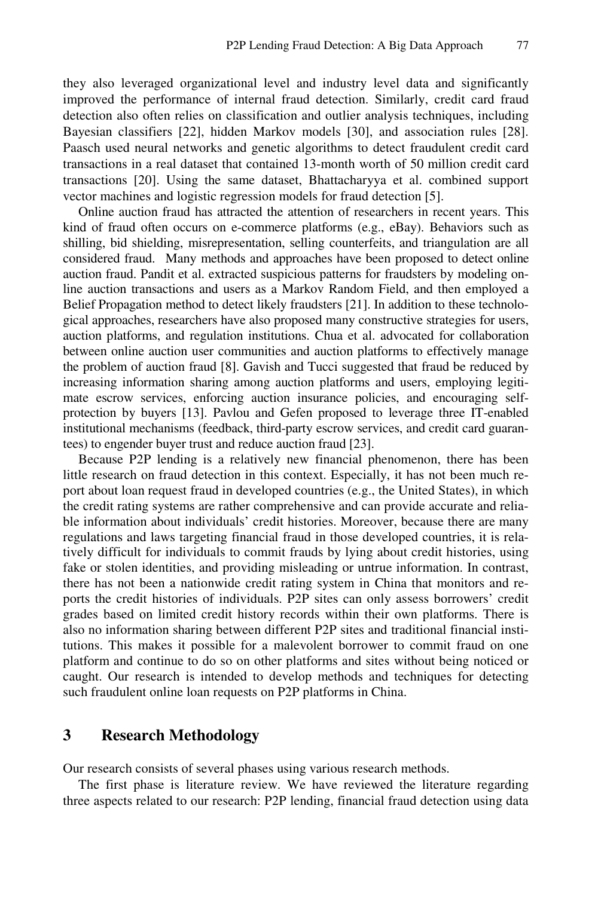they also leveraged organizational level and industry level data and significantly improved the performance of internal fraud detection. Similarly, credit card fraud detection also often relies on classification and outlier analysis techniques, including Bayesian classifiers [22], hidden Markov models [30], and association rules [28]. Paasch used neural networks and genetic algorithms to detect fraudulent credit card transactions in a real dataset that contained 13-month worth of 50 million credit card transactions [20]. Using the same dataset, Bhattacharyya et al. combined support vector machines and logistic regression models for fraud detection [5].

Online auction fraud has attracted the attention of researchers in recent years. This kind of fraud often occurs on e-commerce platforms (e.g., eBay). Behaviors such as shilling, bid shielding, misrepresentation, selling counterfeits, and triangulation are all considered fraud. Many methods and approaches have been proposed to detect online auction fraud. Pandit et al. extracted suspicious patterns for fraudsters by modeling online auction transactions and users as a Markov Random Field, and then employed a Belief Propagation method to detect likely fraudsters [21]. In addition to these technological approaches, researchers have also proposed many constructive strategies for users, auction platforms, and regulation institutions. Chua et al. advocated for collaboration between online auction user communities and auction platforms to effectively manage the problem of auction fraud [8]. Gavish and Tucci suggested that fraud be reduced by increasing information sharing among auction platforms and users, employing legitimate escrow services, enforcing auction insurance policies, and encouraging self-protection by buyers [13]. Pavlou and Gefen proposed to leverage three IT-enabled institutional mechanisms (feedback, third-party escrow services, and credit card guarantees) to engender buyer trust and reduce auction fraud [23].

Because P2P lending is a relatively new financial phenomenon, there has been little research on fraud detection in this context. Especially, it has not been much report about loan request fraud in developed countries (e.g., the United States), in which the credit rating systems are rather comprehensive and can provide accurate and reliable information about individuals' credit histories. Moreover, because there are many regulations and laws targeting financial fraud in those developed countries, it is relatively difficult for individuals to commit frauds by lying about credit histories, using fake or stolen identities, and providing misleading or untrue information. In contrast, there has not been a nationwide credit rating system in China that monitors and reports the credit histories of individuals. P2P sites can only assess borrowers' credit grades based on limited credit history records within their own platforms. There is also no information sharing between different P2P sites and traditional financial institutions. This makes it possible for a malevolent borrower to commit fraud on one platform and continue to do so on other platforms and sites without being noticed or caught. Our research is intended to develop methods and techniques for detecting such fraudulent online loan requests on P2P platforms in China.

## 3 Research Methodology

Our research consists of several phases using various research methods.

The first phase is literature review. We have reviewed the literature regarding three aspects related to our research: P2P lending, financial fraud detection using data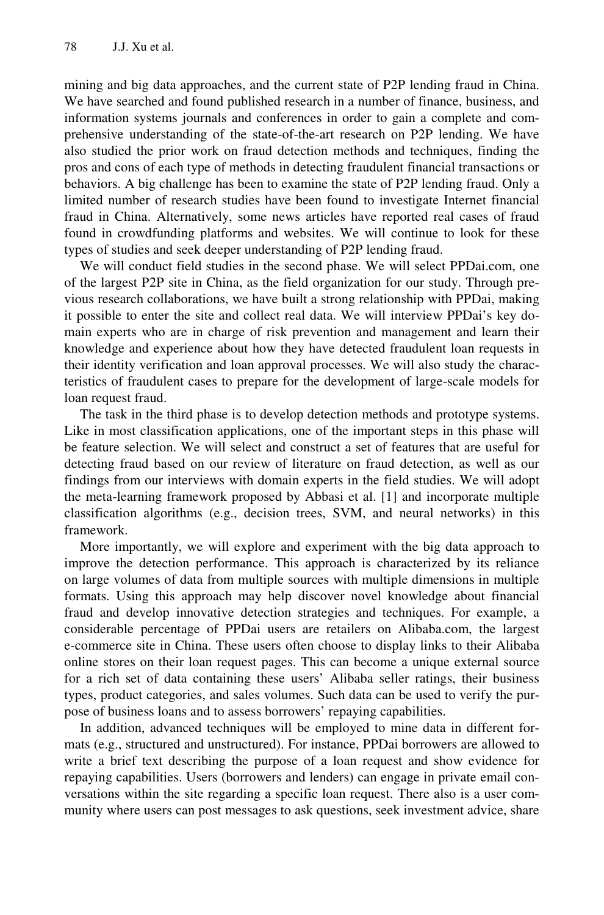mining and big data approaches, and the current state of P2P lending fraud in China. We have searched and found published research in a number of finance, business, and information systems journals and conferences in order to gain a complete and comprehensive understanding of the state-of-the-art research on P2P lending. We have also studied the prior work on fraud detection methods and techniques, finding the pros and cons of each type of methods in detecting fraudulent financial transactions or behaviors. A big challenge has been to examine the state of P2P lending fraud. Only a limited number of research studies have been found to investigate Internet financial fraud in China. Alternatively, some news articles have reported real cases of fraud found in crowdfunding platforms and websites. We will continue to look for these types of studies and seek deeper understanding of P2P lending fraud.

We will conduct field studies in the second phase. We will select PPDai.com, one of the largest P2P site in China, as the field organization for our study. Through previous research collaborations, we have built a strong relationship with PPDai, making it possible to enter the site and collect real data. We will interview PPDai's key domain experts who are in charge of risk prevention and management and learn their knowledge and experience about how they have detected fraudulent loan requests in their identity verification and loan approval processes. We will also study the characteristics of fraudulent cases to prepare for the development of large-scale models for loan request fraud.

The task in the third phase is to develop detection methods and prototype systems. Like in most classification applications, one of the important steps in this phase will be feature selection. We will select and construct a set of features that are useful for detecting fraud based on our review of literature on fraud detection, as well as our findings from our interviews with domain experts in the field studies. We will adopt the meta-learning framework proposed by Abbasi et al. [1] and incorporate multiple classification algorithms (e.g., decision trees, SVM, and neural networks) in this framework.

More importantly, we will explore and experiment with the big data approach to improve the detection performance. This approach is characterized by its reliance on large volumes of data from multiple sources with multiple dimensions in multiple formats. Using this approach may help discover novel knowledge about financial fraud and develop innovative detection strategies and techniques. For example, a considerable percentage of PPDai users are retailers on Alibaba.com, the largest e-commerce site in China. These users often choose to display links to their Alibaba online stores on their loan request pages. This can become a unique external source for a rich set of data containing these users' Alibaba seller ratings, their business types, product categories, and sales volumes. Such data can be used to verify the purpose of business loans and to assess borrowers' repaying capabilities.

In addition, advanced techniques will be employed to mine data in different formats (e.g., structured and unstructured). For instance, PPDai borrowers are allowed to write a brief text describing the purpose of a loan request and show evidence for repaying capabilities. Users (borrowers and lenders) can engage in private email conversations within the site regarding a specific loan request. There also is a user community where users can post messages to ask questions, seek investment advice, share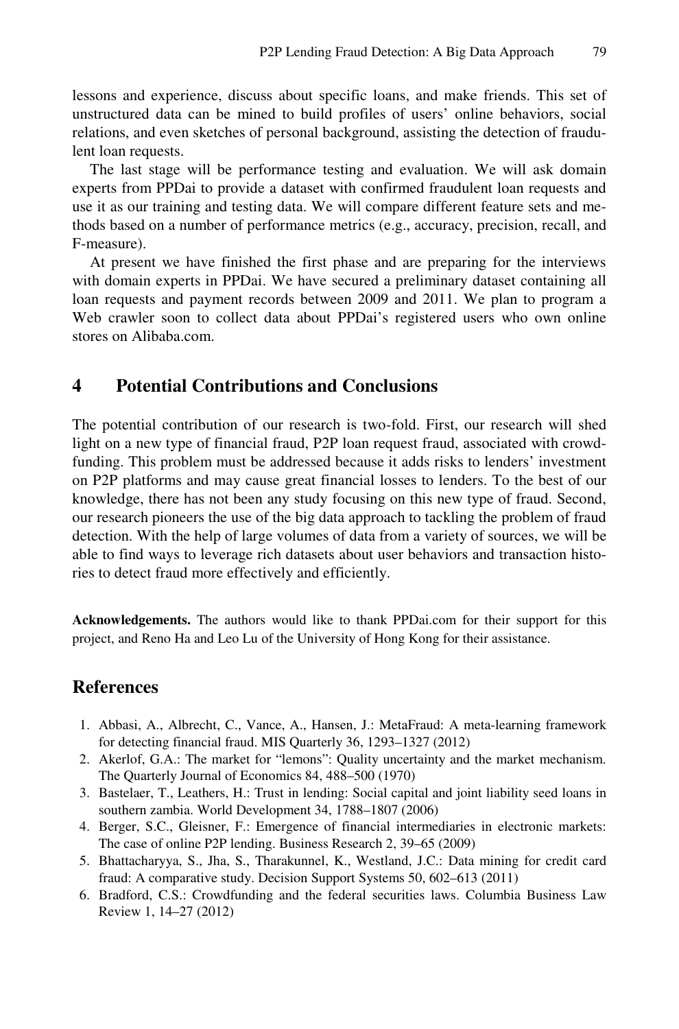lessons and experience, discuss about specific loans, and make friends. This set of unstructured data can be mined to build profiles of users' online behaviors, social relations, and even sketches of personal background, assisting the detection of fraudulent loan requests.

The last stage will be performance testing and evaluation. We will ask domain experts from PPDai to provide a dataset with confirmed fraudulent loan requests and use it as our training and testing data. We will compare different feature sets and methods based on a number of performance metrics (e.g., accuracy, precision, recall, and F-measure).

At present we have finished the first phase and are preparing for the interviews with domain experts in PPDai. We have secured a preliminary dataset containing all loan requests and payment records between 2009 and 2011. We plan to program a Web crawler soon to collect data about PPDai's registered users who own online stores on Alibaba.com.

## 4 Potential Contributions and Conclusions

The potential contribution of our research is two-fold. First, our research will shed light on a new type of financial fraud, P2P loan request fraud, associated with crowdfunding. This problem must be addressed because it adds risks to lenders' investment on P2P platforms and may cause great financial losses to lenders. To the best of our knowledge, there has not been any study focusing on this new type of fraud. Second, our research pioneers the use of the big data approach to tackling the problem of fraud detection. With the help of large volumes of data from a variety of sources, we will be able to find ways to leverage rich datasets about user behaviors and transaction histories to detect fraud more effectively and efficiently.

**Acknowledgements.** The authors would like to thank PPDai.com for their support for this project, and Reno Ha and Leo Lu of the University of Hong Kong for their assistance.

## References

1. Abbasi, A., Albrecht, C., Vance, A., Hansen, J.: MetaFraud: A meta-learning framework for detecting financial fraud. MIS Quarterly 36, 1293–1327 (2012)
2. Akerlof, G.A.: The market for "lemons": Quality uncertainty and the market mechanism. The Quarterly Journal of Economics 84, 488–500 (1970)
3. Bastelaer, T., Leathers, H.: Trust in lending: Social capital and joint liability seed loans in southern zambia. World Development 34, 1788–1807 (2006)
4. Berger, S.C., Gleisner, F.: Emergence of financial intermediaries in electronic markets: The case of online P2P lending. Business Research 2, 39–65 (2009)
5. Bhattacharyya, S., Jha, S., Tharakunnel, K., Westland, J.C.: Data mining for credit card fraud: A comparative study. Decision Support Systems 50, 602–613 (2011)
6. Bradford, C.S.: Crowdfunding and the federal securities laws. Columbia Business Law Review 1, 14–27 (2012)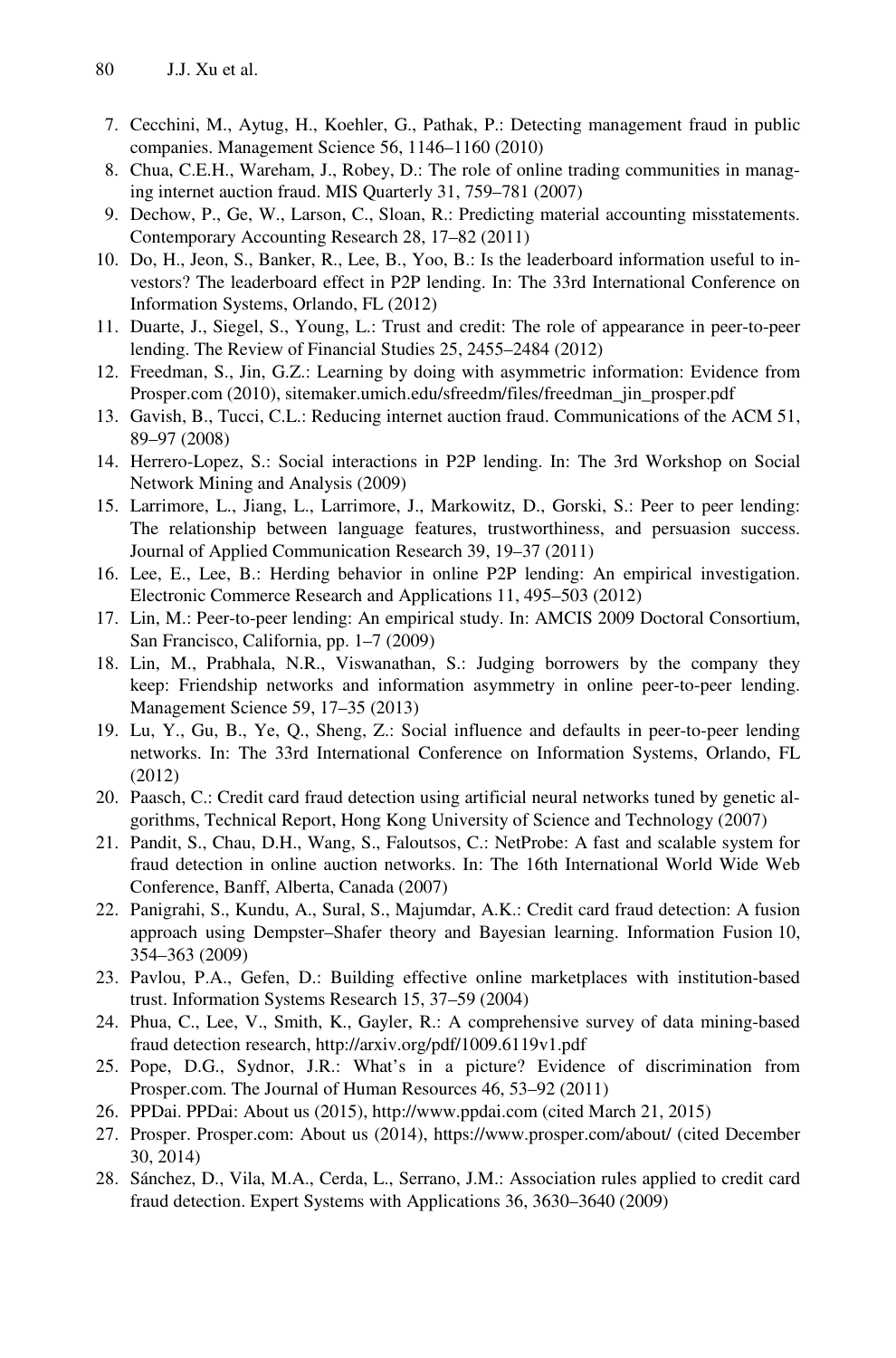7. Cecchini, M., Aytug, H., Koehler, G., Pathak, P.: Detecting management fraud in public companies. Management Science 56, 1146–1160 (2010)
8. Chua, C.E.H., Wareham, J., Robey, D.: The role of online trading communities in managing internet auction fraud. MIS Quarterly 31, 759–781 (2007)
9. Dechow, P., Ge, W., Larson, C., Sloan, R.: Predicting material accounting misstatements. Contemporary Accounting Research 28, 17–82 (2011)
10. Do, H., Jeon, S., Banker, R., Lee, B., Yoo, B.: Is the leaderboard information useful to investors? The leaderboard effect in P2P lending. In: The 33rd International Conference on Information Systems, Orlando, FL (2012)
11. Duarte, J., Siegel, S., Young, L.: Trust and credit: The role of appearance in peer-to-peer lending. The Review of Financial Studies 25, 2455–2484 (2012)
12. Freedman, S., Jin, G.Z.: Learning by doing with asymmetric information: Evidence from Prosper.com (2010), sitemaker.umich.edu/sfreedm/files/freedman_jin_prosper.pdf
13. Gavish, B., Tucci, C.L.: Reducing internet auction fraud. Communications of the ACM 51, 89–97 (2008)
14. Herrero-Lopez, S.: Social interactions in P2P lending. In: The 3rd Workshop on Social Network Mining and Analysis (2009)
15. Larrimore, L., Jiang, L., Larrimore, J., Markowitz, D., Gorski, S.: Peer to peer lending: The relationship between language features, trustworthiness, and persuasion success. Journal of Applied Communication Research 39, 19–37 (2011)
16. Lee, E., Lee, B.: Herding behavior in online P2P lending: An empirical investigation. Electronic Commerce Research and Applications 11, 495–503 (2012)
17. Lin, M.: Peer-to-peer lending: An empirical study. In: AMCIS 2009 Doctoral Consortium, San Francisco, California, pp. 1–7 (2009)
18. Lin, M., Prabhala, N.R., Viswanathan, S.: Judging borrowers by the company they keep: Friendship networks and information asymmetry in online peer-to-peer lending. Management Science 59, 17–35 (2013)
19. Lu, Y., Gu, B., Ye, Q., Sheng, Z.: Social influence and defaults in peer-to-peer lending networks. In: The 33rd International Conference on Information Systems, Orlando, FL (2012)
20. Paasch, C.: Credit card fraud detection using artificial neural networks tuned by genetic algorithms, Technical Report, Hong Kong University of Science and Technology (2007)
21. Pandit, S., Chau, D.H., Wang, S., Faloutsos, C.: NetProbe: A fast and scalable system for fraud detection in online auction networks. In: The 16th International World Wide Web Conference, Banff, Alberta, Canada (2007)
22. Panigrahi, S., Kundu, A., Sural, S., Majumdar, A.K.: Credit card fraud detection: A fusion approach using Dempster–Shafer theory and Bayesian learning. Information Fusion 10, 354–363 (2009)
23. Pavlou, P.A., Gefen, D.: Building effective online marketplaces with institution-based trust. Information Systems Research 15, 37–59 (2004)
24. Phua, C., Lee, V., Smith, K., Gayler, R.: A comprehensive survey of data mining-based fraud detection research, http://arxiv.org/pdf/1009.6119v1.pdf
25. Pope, D.G., Sydnor, J.R.: What's in a picture? Evidence of discrimination from Prosper.com. The Journal of Human Resources 46, 53–92 (2011)
26. PPDai. PPDai: About us (2015), http://www.ppdai.com (cited March 21, 2015)
27. Prosper. Prosper.com: About us (2014), https://www.prosper.com/about/ (cited December 30, 2014)
28. Sánchez, D., Vila, M.A., Cerda, L., Serrano, J.M.: Association rules applied to credit card fraud detection. Expert Systems with Applications 36, 3630–3640 (2009)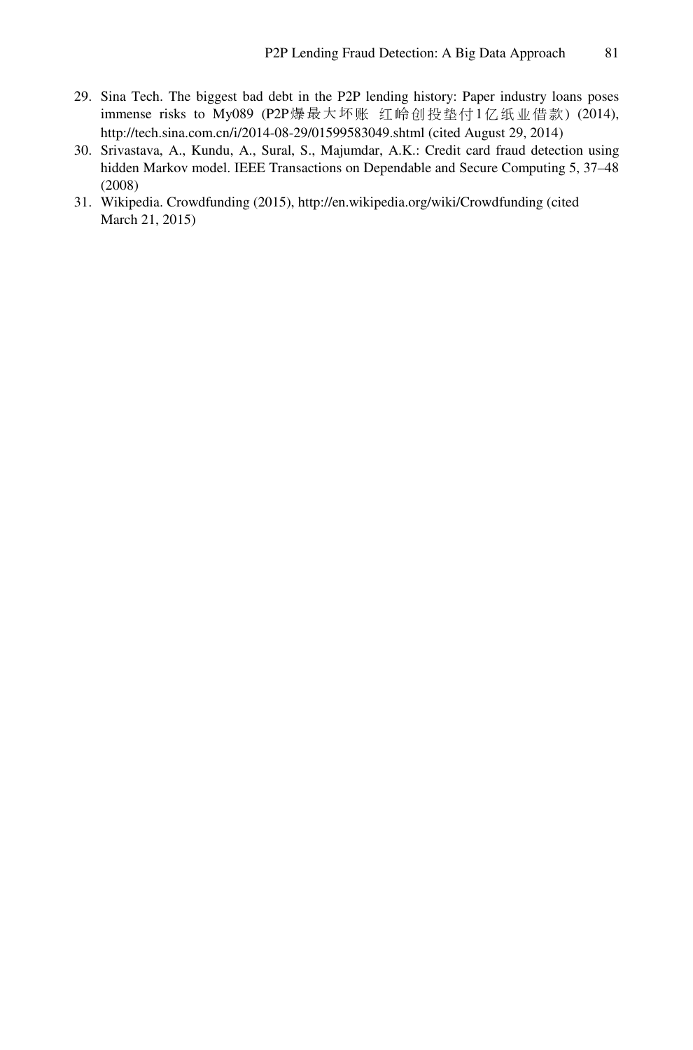29. Sina Tech. The biggest bad debt in the P2P lending history: Paper industry loans poses immense risks to My089 (P2P爆最大坏账 红岭创投垫付1亿纸业借款) (2014), http://tech.sina.com.cn/i/2014-08-29/01599583049.shtml (cited August 29, 2014)
30. Srivastava, A., Kundu, A., Sural, S., Majumdar, A.K.: Credit card fraud detection using hidden Markov model. IEEE Transactions on Dependable and Secure Computing 5, 37–48 (2008)
31. Wikipedia. Crowdfunding (2015), http://en.wikipedia.org/wiki/Crowdfunding (cited March 21, 2015)